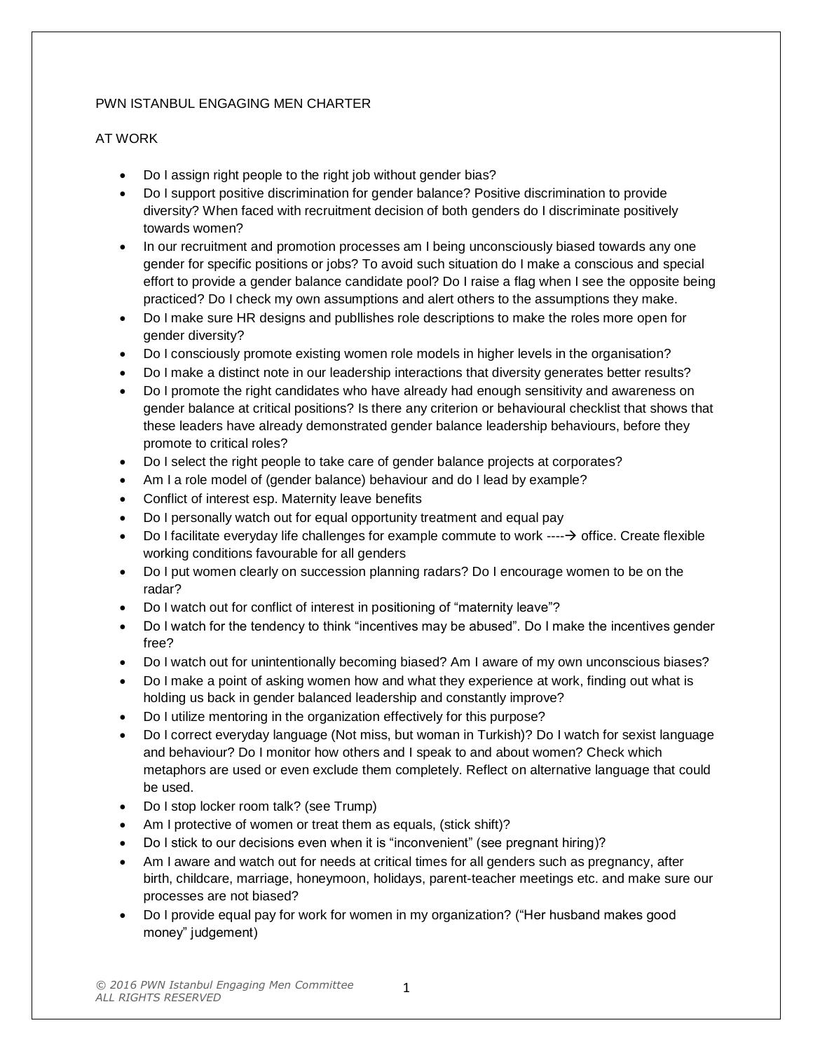# PWN ISTANBUL ENGAGING MEN CHARTER

## AT WORK

- Do I assign right people to the right job without gender bias?
- Do I support positive discrimination for gender balance? Positive discrimination to provide diversity? When faced with recruitment decision of both genders do I discriminate positively towards women?
- In our recruitment and promotion processes am I being unconsciously biased towards any one gender for specific positions or jobs? To avoid such situation do I make a conscious and special effort to provide a gender balance candidate pool? Do I raise a flag when I see the opposite being practiced? Do I check my own assumptions and alert others to the assumptions they make.
- Do I make sure HR designs and publlishes role descriptions to make the roles more open for gender diversity?
- Do I consciously promote existing women role models in higher levels in the organisation?
- Do I make a distinct note in our leadership interactions that diversity generates better results?
- Do I promote the right candidates who have already had enough sensitivity and awareness on gender balance at critical positions? Is there any criterion or behavioural checklist that shows that these leaders have already demonstrated gender balance leadership behaviours, before they promote to critical roles?
- Do I select the right people to take care of gender balance projects at corporates?
- Am I a role model of (gender balance) behaviour and do I lead by example?
- Conflict of interest esp. Maternity leave benefits
- Do I personally watch out for equal opportunity treatment and equal pay
- Do I facilitate everyday life challenges for example commute to work ----→ office. Create flexible working conditions favourable for all genders
- Do I put women clearly on succession planning radars? Do I encourage women to be on the radar?
- Do I watch out for conflict of interest in positioning of "maternity leave"?
- Do I watch for the tendency to think "incentives may be abused". Do I make the incentives gender free?
- Do I watch out for unintentionally becoming biased? Am I aware of my own unconscious biases?
- Do I make a point of asking women how and what they experience at work, finding out what is holding us back in gender balanced leadership and constantly improve?
- Do I utilize mentoring in the organization effectively for this purpose?
- Do I correct everyday language (Not miss, but woman in Turkish)? Do I watch for sexist language and behaviour? Do I monitor how others and I speak to and about women? Check which metaphors are used or even exclude them completely. Reflect on alternative language that could be used.
- Do I stop locker room talk? (see Trump)
- Am I protective of women or treat them as equals, (stick shift)?
- Do I stick to our decisions even when it is "inconvenient" (see pregnant hiring)?
- Am I aware and watch out for needs at critical times for all genders such as pregnancy, after birth, childcare, marriage, honeymoon, holidays, parent-teacher meetings etc. and make sure our processes are not biased?
- Do I provide equal pay for work for women in my organization? ("Her husband makes good money" judgement)

*© 2016 PWN Istanbul Engaging Men Committee*
*ALL RIGHTS RESERVED*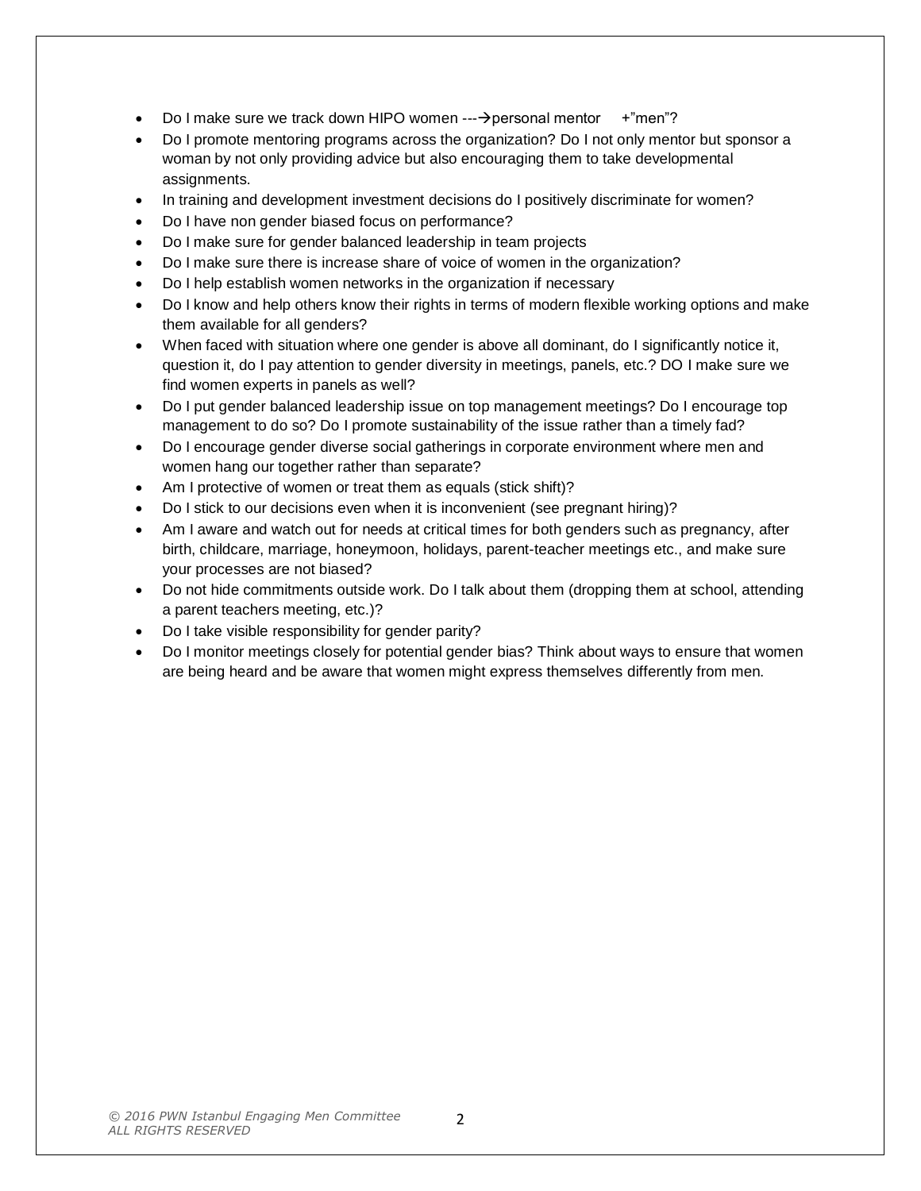- Do I make sure we track down HIPO women ---→personal mentor +"men"?
- Do I promote mentoring programs across the organization? Do I not only mentor but sponsor a woman by not only providing advice but also encouraging them to take developmental assignments.
- In training and development investment decisions do I positively discriminate for women?
- Do I have non gender biased focus on performance?
- Do I make sure for gender balanced leadership in team projects
- Do I make sure there is increase share of voice of women in the organization?
- Do I help establish women networks in the organization if necessary
- Do I know and help others know their rights in terms of modern flexible working options and make them available for all genders?
- When faced with situation where one gender is above all dominant, do I significantly notice it, question it, do I pay attention to gender diversity in meetings, panels, etc.? DO I make sure we find women experts in panels as well?
- Do I put gender balanced leadership issue on top management meetings? Do I encourage top management to do so? Do I promote sustainability of the issue rather than a timely fad?
- Do I encourage gender diverse social gatherings in corporate environment where men and women hang our together rather than separate?
- Am I protective of women or treat them as equals (stick shift)?
- Do I stick to our decisions even when it is inconvenient (see pregnant hiring)?
- Am I aware and watch out for needs at critical times for both genders such as pregnancy, after birth, childcare, marriage, honeymoon, holidays, parent-teacher meetings etc., and make sure your processes are not biased?
- Do not hide commitments outside work. Do I talk about them (dropping them at school, attending a parent teachers meeting, etc.)?
- Do I take visible responsibility for gender parity?
- Do I monitor meetings closely for potential gender bias? Think about ways to ensure that women are being heard and be aware that women might express themselves differently from men.

*© 2016 PWN Istanbul Engaging Men Committee*
*ALL RIGHTS RESERVED*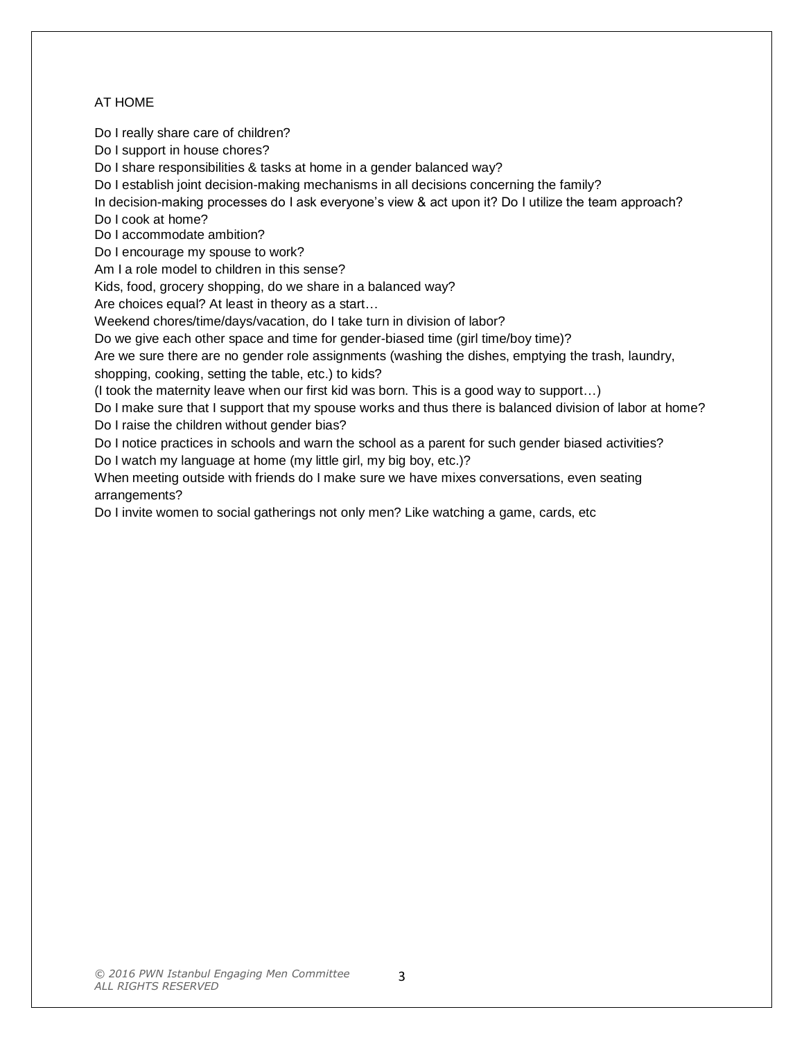AT HOME

Do I really share care of children?
Do I support in house chores?
Do I share responsibilities & tasks at home in a gender balanced way?
Do I establish joint decision-making mechanisms in all decisions concerning the family?
In decision-making processes do I ask everyone's view & act upon it? Do I utilize the team approach?
Do I cook at home?
Do I accommodate ambition?
Do I encourage my spouse to work?
Am I a role model to children in this sense?
Kids, food, grocery shopping, do we share in a balanced way?
Are choices equal? At least in theory as a start…
Weekend chores/time/days/vacation, do I take turn in division of labor?
Do we give each other space and time for gender-biased time (girl time/boy time)?
Are we sure there are no gender role assignments (washing the dishes, emptying the trash, laundry, shopping, cooking, setting the table, etc.) to kids?
(I took the maternity leave when our first kid was born. This is a good way to support…)
Do I make sure that I support that my spouse works and thus there is balanced division of labor at home?
Do I raise the children without gender bias?
Do I notice practices in schools and warn the school as a parent for such gender biased activities?
Do I watch my language at home (my little girl, my big boy, etc.)?
When meeting outside with friends do I make sure we have mixes conversations, even seating arrangements?
Do I invite women to social gatherings not only men? Like watching a game, cards, etc

*© 2016 PWN Istanbul Engaging Men Committee*
*ALL RIGHTS RESERVED*